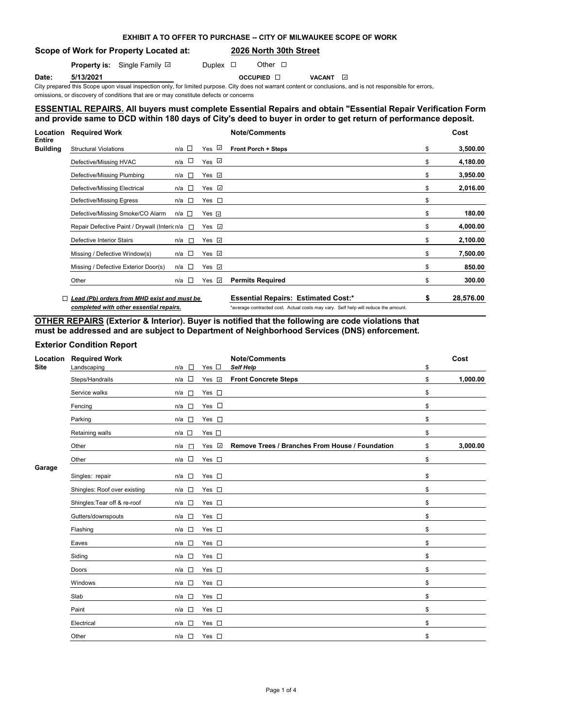**EXHIBIT A TO OFFER TO PURCHASE -- CITY OF MILWAUKEE SCOPE OF WORK**

**Scope of Work for Property Located at:** **2026 North 30th Street**

**Property is:** Single Family ☑ Duplex ☐ Other ☐

**Date:** **5/13/2021** **OCCUPIED** ☐ **VACANT** ☑

City prepared this Scope upon visual inspection only, for limited purpose. City does not warrant content or conclusions, and is not responsible for errors, omissions, or discovery of conditions that are or may constitute defects or concerns

**ESSENTIAL REPAIRS. All buyers must complete Essential Repairs and obtain "Essential Repair Verification Form and provide same to DCD within 180 days of City's deed to buyer in order to get return of performance deposit.**

| Location | Required Work | n/a | Yes | Note/Comments | Cost |
|---|---|---|---|---|---|
| Entire Building | Structural Violations | ☐ | ☑ | **Front Porch + Steps** | $ 3,500.00 |
| | Defective/Missing HVAC | ☐ | ☑ | | $ 4,180.00 |
| | Defective/Missing Plumbing | ☐ | ☑ | | $ 3,950.00 |
| | Defective/Missing Electrical | ☐ | ☑ | | $ 2,016.00 |
| | Defective/Missing Egress | ☐ | ☐ | | $ |
| | Defective/Missing Smoke/CO Alarm | ☐ | ☑ | | $ 180.00 |
| | Repair Defective Paint / Drywall (Interic | ☐ | ☑ | | $ 4,000.00 |
| | Defective Interior Stairs | ☐ | ☑ | | $ 2,100.00 |
| | Missing / Defective Window(s) | ☐ | ☑ | | $ 7,500.00 |
| | Missing / Defective Exterior Door(s) | ☐ | ☑ | | $ 850.00 |
| | Other | ☐ | ☑ | **Permits Required** | $ 300.00 |
| | ☐ ***Lead (Pb) orders from MHD exist and must be completed with other essential repairs.*** | | | **Essential Repairs: Estimated Cost:*** | **$ 28,576.00** |

*average contracted cost. Actual costs may vary. Self help will reduce the amount.

**OTHER REPAIRS (Exterior & Interior). Buyer is notified that the following are code violations that must be addressed and are subject to Department of Neighborhood Services (DNS) enforcement.**

### Exterior Condition Report

| Location | Required Work | n/a | Yes | Note/Comments | Cost |
|---|---|---|---|---|---|
| Site | Landscaping | ☐ | ☐ | ***Self Help*** | $ |
| | Steps/Handrails | ☐ | ☑ | **Front Concrete Steps** | $ 1,000.00 |
| | Service walks | ☐ | ☐ | | $ |
| | Fencing | ☐ | ☐ | | $ |
| | Parking | ☐ | ☐ | | $ |
| | Retaining walls | ☐ | ☐ | | $ |
| | Other | ☐ | ☑ | **Remove Trees / Branches From House / Foundation** | $ 3,000.00 |
| | Other | ☐ | ☐ | | $ |
| Garage | Singles: repair | ☐ | ☐ | | $ |
| | Shingles: Roof over existing | ☐ | ☐ | | $ |
| | Shingles:Tear off & re-roof | ☐ | ☐ | | $ |
| | Gutters/downspouts | ☐ | ☐ | | $ |
| | Flashing | ☐ | ☐ | | $ |
| | Eaves | ☐ | ☐ | | $ |
| | Siding | ☐ | ☐ | | $ |
| | Doors | ☐ | ☐ | | $ |
| | Windows | ☐ | ☐ | | $ |
| | Slab | ☐ | ☐ | | $ |
| | Paint | ☐ | ☐ | | $ |
| | Electrical | ☐ | ☐ | | $ |
| | Other | ☐ | ☐ | | $ |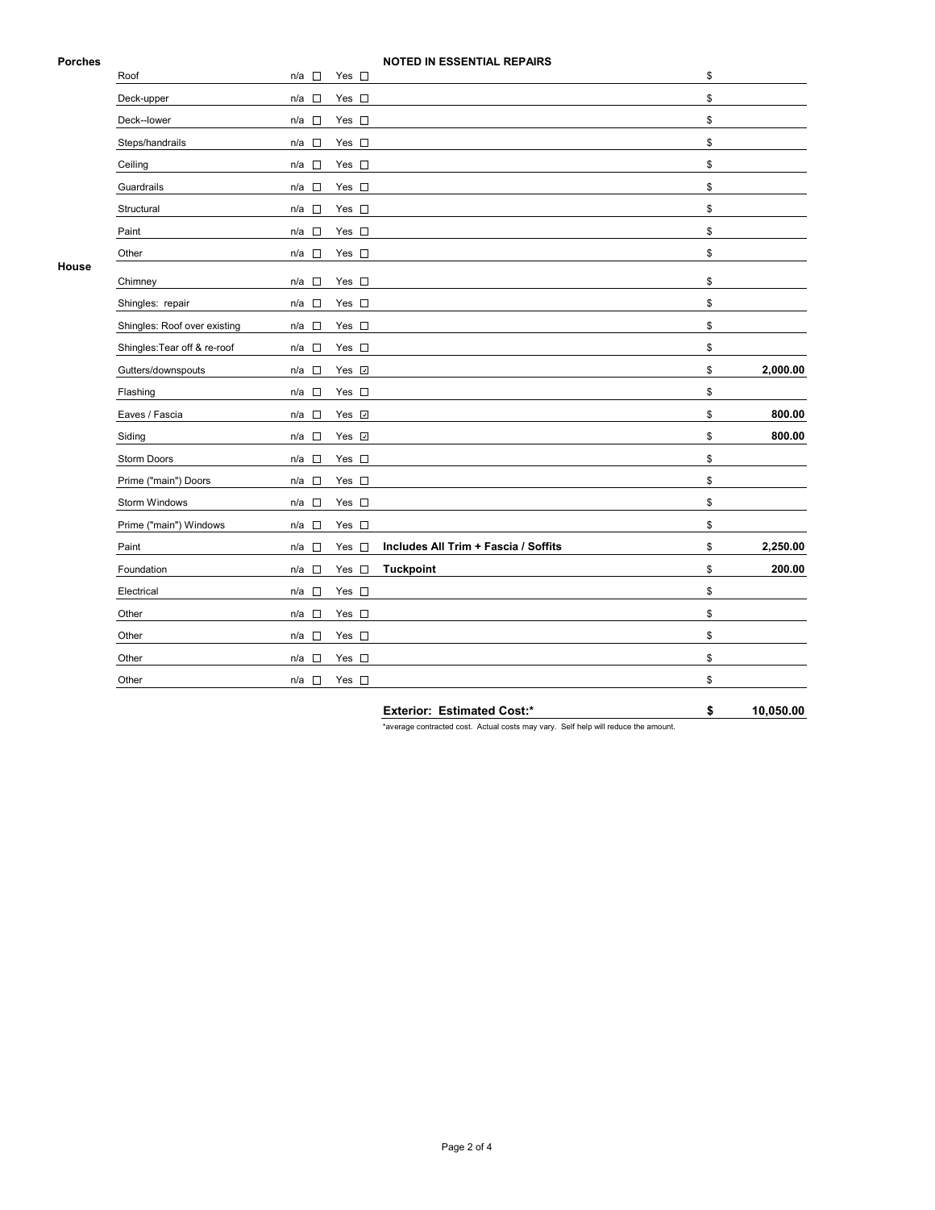**Porches** — **NOTED IN ESSENTIAL REPAIRS**

| Item | n/a | Yes | Description | Cost |
|---|---|---|---|---|
| Roof | ☐ | ☐ | | $ |
| Deck-upper | ☐ | ☐ | | $ |
| Deck--lower | ☐ | ☐ | | $ |
| Steps/handrails | ☐ | ☐ | | $ |
| Ceiling | ☐ | ☐ | | $ |
| Guardrails | ☐ | ☐ | | $ |
| Structural | ☐ | ☐ | | $ |
| Paint | ☐ | ☐ | | $ |
| Other | ☐ | ☐ | | $ |

**House**

| Item | n/a | Yes | Description | Cost |
|---|---|---|---|---|
| Chimney | ☐ | ☐ | | $ |
| Shingles: repair | ☐ | ☐ | | $ |
| Shingles: Roof over existing | ☐ | ☐ | | $ |
| Shingles:Tear off & re-roof | ☐ | ☐ | | $ |
| Gutters/downspouts | ☐ | ☑ | | $ **2,000.00** |
| Flashing | ☐ | ☐ | | $ |
| Eaves / Fascia | ☐ | ☑ | | $ **800.00** |
| Siding | ☐ | ☑ | | $ **800.00** |
| Storm Doors | ☐ | ☐ | | $ |
| Prime ("main") Doors | ☐ | ☐ | | $ |
| Storm Windows | ☐ | ☐ | | $ |
| Prime ("main") Windows | ☐ | ☐ | | $ |
| Paint | ☐ | ☐ | **Includes All Trim + Fascia / Soffits** | $ **2,250.00** |
| Foundation | ☐ | ☐ | **Tuckpoint** | $ **200.00** |
| Electrical | ☐ | ☐ | | $ |
| Other | ☐ | ☐ | | $ |
| Other | ☐ | ☐ | | $ |
| Other | ☐ | ☐ | | $ |
| Other | ☐ | ☐ | | $ |

**Exterior: Estimated Cost:*** **$ 10,050.00**

*average contracted cost. Actual costs may vary. Self help will reduce the amount.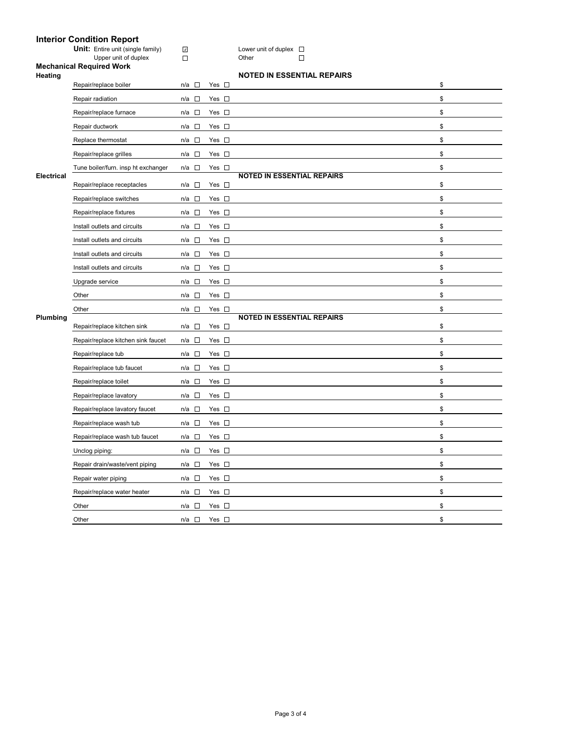## Interior Condition Report

**Unit:** Entire unit (single family) ☑ Lower unit of duplex ☐
Upper unit of duplex ☐ Other ☐

### Mechanical Required Work

**Heating** — **NOTED IN ESSENTIAL REPAIRS**

| Item | n/a | Yes | Description | Cost |
|---|---|---|---|---|
| Repair/replace boiler | ☐ | ☐ | | $ |
| Repair radiation | ☐ | ☐ | | $ |
| Repair/replace furnace | ☐ | ☐ | | $ |
| Repair ductwork | ☐ | ☐ | | $ |
| Replace thermostat | ☐ | ☐ | | $ |
| Repair/replace grilles | ☐ | ☐ | | $ |
| Tune boiler/furn. insp ht exchanger | ☐ | ☐ | | $ |

**Electrical** — **NOTED IN ESSENTIAL REPAIRS**

| Item | n/a | Yes | Description | Cost |
|---|---|---|---|---|
| Repair/replace receptacles | ☐ | ☐ | | $ |
| Repair/replace switches | ☐ | ☐ | | $ |
| Repair/replace fixtures | ☐ | ☐ | | $ |
| Install outlets and circuits | ☐ | ☐ | | $ |
| Install outlets and circuits | ☐ | ☐ | | $ |
| Install outlets and circuits | ☐ | ☐ | | $ |
| Install outlets and circuits | ☐ | ☐ | | $ |
| Upgrade service | ☐ | ☐ | | $ |
| Other | ☐ | ☐ | | $ |
| Other | ☐ | ☐ | | $ |

**Plumbing** — **NOTED IN ESSENTIAL REPAIRS**

| Item | n/a | Yes | Description | Cost |
|---|---|---|---|---|
| Repair/replace kitchen sink | ☐ | ☐ | | $ |
| Repair/replace kitchen sink faucet | ☐ | ☐ | | $ |
| Repair/replace tub | ☐ | ☐ | | $ |
| Repair/replace tub faucet | ☐ | ☐ | | $ |
| Repair/replace toilet | ☐ | ☐ | | $ |
| Repair/replace lavatory | ☐ | ☐ | | $ |
| Repair/replace lavatory faucet | ☐ | ☐ | | $ |
| Repair/replace wash tub | ☐ | ☐ | | $ |
| Repair/replace wash tub faucet | ☐ | ☐ | | $ |
| Unclog piping: | ☐ | ☐ | | $ |
| Repair drain/waste/vent piping | ☐ | ☐ | | $ |
| Repair water piping | ☐ | ☐ | | $ |
| Repair/replace water heater | ☐ | ☐ | | $ |
| Other | ☐ | ☐ | | $ |
| Other | ☐ | ☐ | | $ |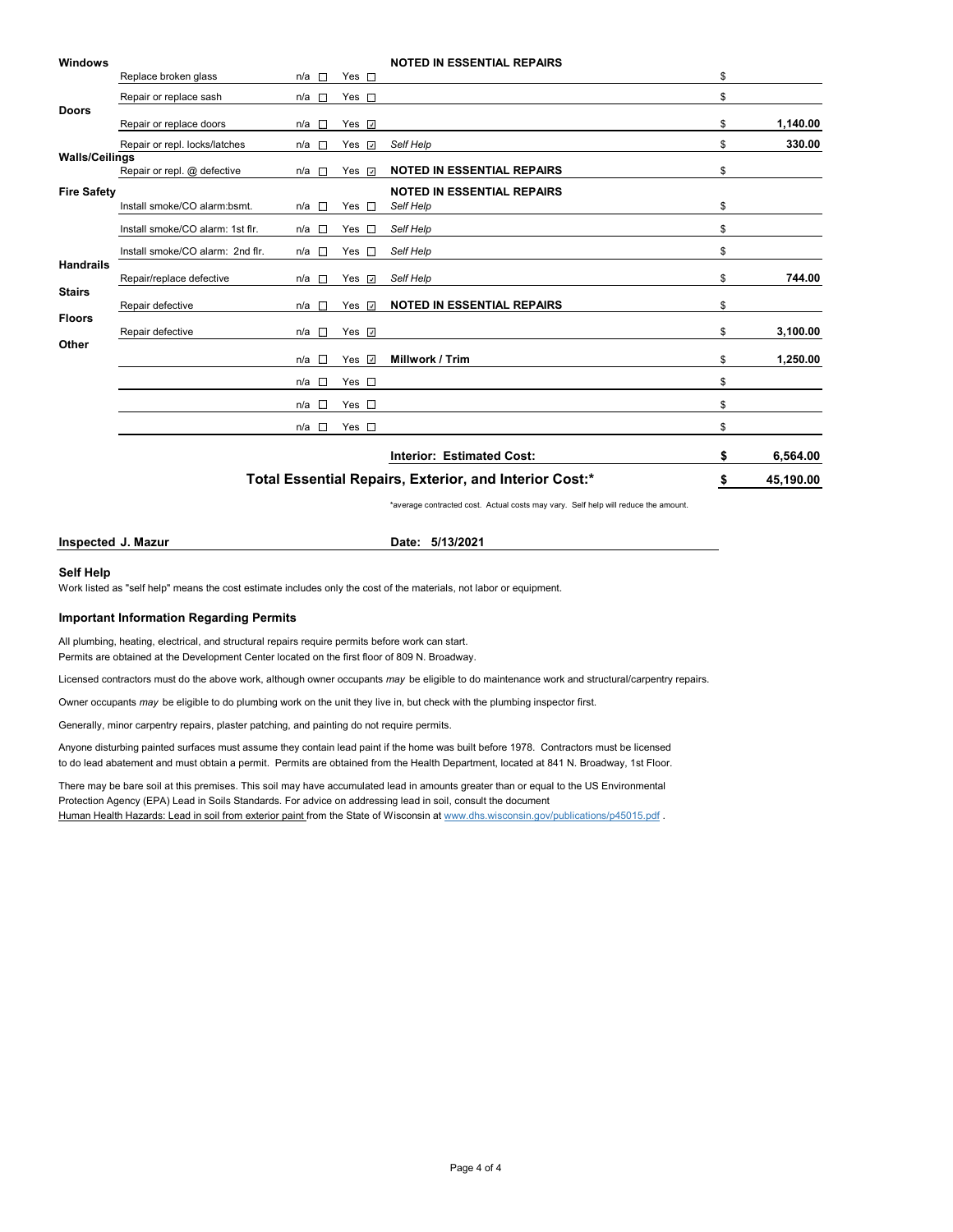| | | | | | |
|---|---|---|---|---|---|
| **Windows** | | | | **NOTED IN ESSENTIAL REPAIRS** | |
| | Replace broken glass | n/a ☐ | Yes ☐ | | $ |
| | Repair or replace sash | n/a ☐ | Yes ☐ | | $ |
| **Doors** | | | | | |
| | Repair or replace doors | n/a ☐ | Yes ☑ | | $ 1,140.00 |
| | Repair or repl. locks/latches | n/a ☐ | Yes ☑ | *Self Help* | $ 330.00 |
| **Walls/Ceilings** | | | | | |
| | Repair or repl. @ defective | n/a ☐ | Yes ☑ | **NOTED IN ESSENTIAL REPAIRS** | $ |
| **Fire Safety** | | | | **NOTED IN ESSENTIAL REPAIRS** | |
| | Install smoke/CO alarm:bsmt. | n/a ☐ | Yes ☐ | *Self Help* | $ |
| | Install smoke/CO alarm: 1st flr. | n/a ☐ | Yes ☐ | *Self Help* | $ |
| | Install smoke/CO alarm: 2nd flr. | n/a ☐ | Yes ☐ | *Self Help* | $ |
| **Handrails** | | | | | |
| | Repair/replace defective | n/a ☐ | Yes ☑ | *Self Help* | $ 744.00 |
| **Stairs** | | | | | |
| | Repair defective | n/a ☐ | Yes ☑ | **NOTED IN ESSENTIAL REPAIRS** | $ |
| **Floors** | | | | | |
| | Repair defective | n/a ☐ | Yes ☑ | | $ 3,100.00 |
| **Other** | | | | | |
| | | n/a ☐ | Yes ☑ | **Millwork / Trim** | $ 1,250.00 |
| | | n/a ☐ | Yes ☐ | | $ |
| | | n/a ☐ | Yes ☐ | | $ |
| | | n/a ☐ | Yes ☐ | | $ |
| | | | | **Interior: Estimated Cost:** | **$ 6,564.00** |
| | | | | **Total Essential Repairs, Exterior, and Interior Cost:*** | **$ 45,190.00** |

*average contracted cost. Actual costs may vary. Self help will reduce the amount.

**Inspected J. Mazur** **Date: 5/13/2021**

### Self Help

Work listed as "self help" means the cost estimate includes only the cost of the materials, not labor or equipment.

### Important Information Regarding Permits

All plumbing, heating, electrical, and structural repairs require permits before work can start.
Permits are obtained at the Development Center located on the first floor of 809 N. Broadway.

Licensed contractors must do the above work, although owner occupants *may* be eligible to do maintenance work and structural/carpentry repairs.

Owner occupants *may* be eligible to do plumbing work on the unit they live in, but check with the plumbing inspector first.

Generally, minor carpentry repairs, plaster patching, and painting do not require permits.

Anyone disturbing painted surfaces must assume they contain lead paint if the home was built before 1978. Contractors must be licensed to do lead abatement and must obtain a permit. Permits are obtained from the Health Department, located at 841 N. Broadway, 1st Floor.

There may be bare soil at this premises. This soil may have accumulated lead in amounts greater than or equal to the US Environmental Protection Agency (EPA) Lead in Soils Standards. For advice on addressing lead in soil, consult the document Human Health Hazards: Lead in soil from exterior paint from the State of Wisconsin at www.dhs.wisconsin.gov/publications/p45015.pdf .